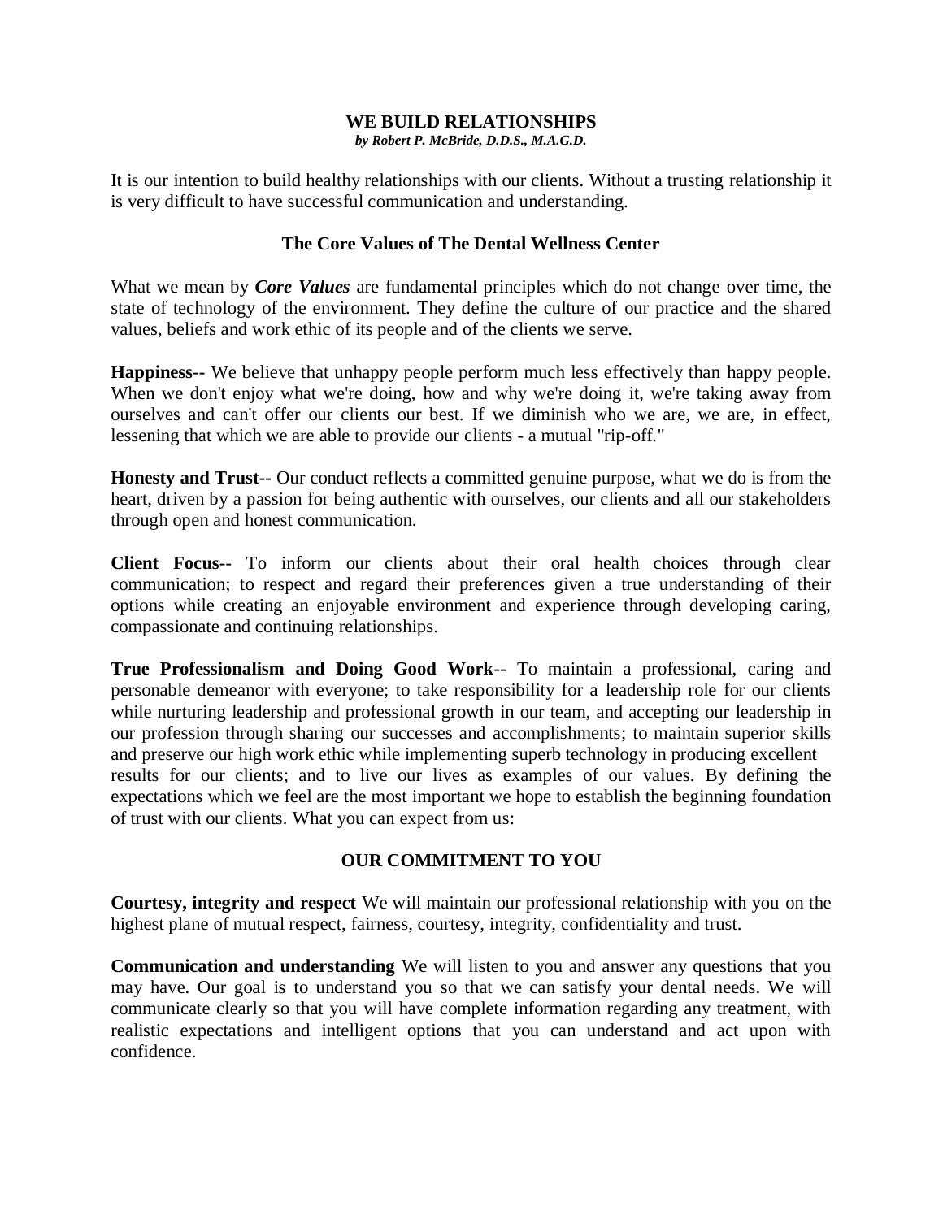# WE BUILD RELATIONSHIPS

***by Robert P. McBride, D.D.S., M.A.G.D.***

It is our intention to build healthy relationships with our clients. Without a trusting relationship it is very difficult to have successful communication and understanding.

## The Core Values of The Dental Wellness Center

What we mean by ***Core Values*** are fundamental principles which do not change over time, the state of technology of the environment. They define the culture of our practice and the shared values, beliefs and work ethic of its people and of the clients we serve.

**Happiness--** We believe that unhappy people perform much less effectively than happy people. When we don't enjoy what we're doing, how and why we're doing it, we're taking away from ourselves and can't offer our clients our best. If we diminish who we are, we are, in effect, lessening that which we are able to provide our clients - a mutual "rip-off."

**Honesty and Trust--** Our conduct reflects a committed genuine purpose, what we do is from the heart, driven by a passion for being authentic with ourselves, our clients and all our stakeholders through open and honest communication.

**Client Focus--** To inform our clients about their oral health choices through clear communication; to respect and regard their preferences given a true understanding of their options while creating an enjoyable environment and experience through developing caring, compassionate and continuing relationships.

**True Professionalism and Doing Good Work--** To maintain a professional, caring and personable demeanor with everyone; to take responsibility for a leadership role for our clients while nurturing leadership and professional growth in our team, and accepting our leadership in our profession through sharing our successes and accomplishments; to maintain superior skills and preserve our high work ethic while implementing superb technology in producing excellent results for our clients; and to live our lives as examples of our values. By defining the expectations which we feel are the most important we hope to establish the beginning foundation of trust with our clients. What you can expect from us:

## OUR COMMITMENT TO YOU

**Courtesy, integrity and respect** We will maintain our professional relationship with you on the highest plane of mutual respect, fairness, courtesy, integrity, confidentiality and trust.

**Communication and understanding** We will listen to you and answer any questions that you may have. Our goal is to understand you so that we can satisfy your dental needs. We will communicate clearly so that you will have complete information regarding any treatment, with realistic expectations and intelligent options that you can understand and act upon with confidence.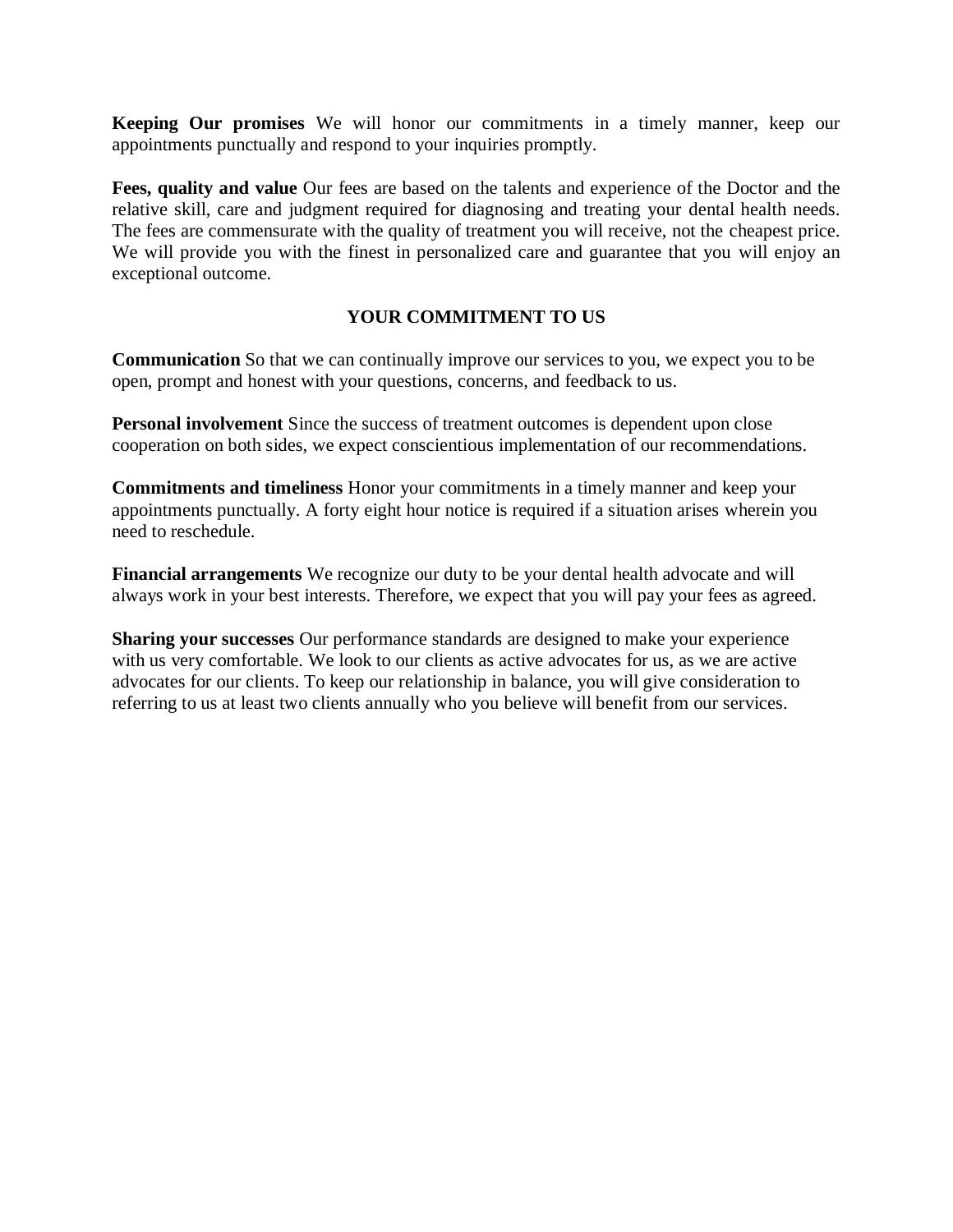**Keeping Our promises** We will honor our commitments in a timely manner, keep our appointments punctually and respond to your inquiries promptly.

**Fees, quality and value** Our fees are based on the talents and experience of the Doctor and the relative skill, care and judgment required for diagnosing and treating your dental health needs. The fees are commensurate with the quality of treatment you will receive, not the cheapest price. We will provide you with the finest in personalized care and guarantee that you will enjoy an exceptional outcome.

## YOUR COMMITMENT TO US

**Communication** So that we can continually improve our services to you, we expect you to be open, prompt and honest with your questions, concerns, and feedback to us.

**Personal involvement** Since the success of treatment outcomes is dependent upon close cooperation on both sides, we expect conscientious implementation of our recommendations.

**Commitments and timeliness** Honor your commitments in a timely manner and keep your appointments punctually. A forty eight hour notice is required if a situation arises wherein you need to reschedule.

**Financial arrangements** We recognize our duty to be your dental health advocate and will always work in your best interests. Therefore, we expect that you will pay your fees as agreed.

**Sharing your successes** Our performance standards are designed to make your experience with us very comfortable. We look to our clients as active advocates for us, as we are active advocates for our clients. To keep our relationship in balance, you will give consideration to referring to us at least two clients annually who you believe will benefit from our services.